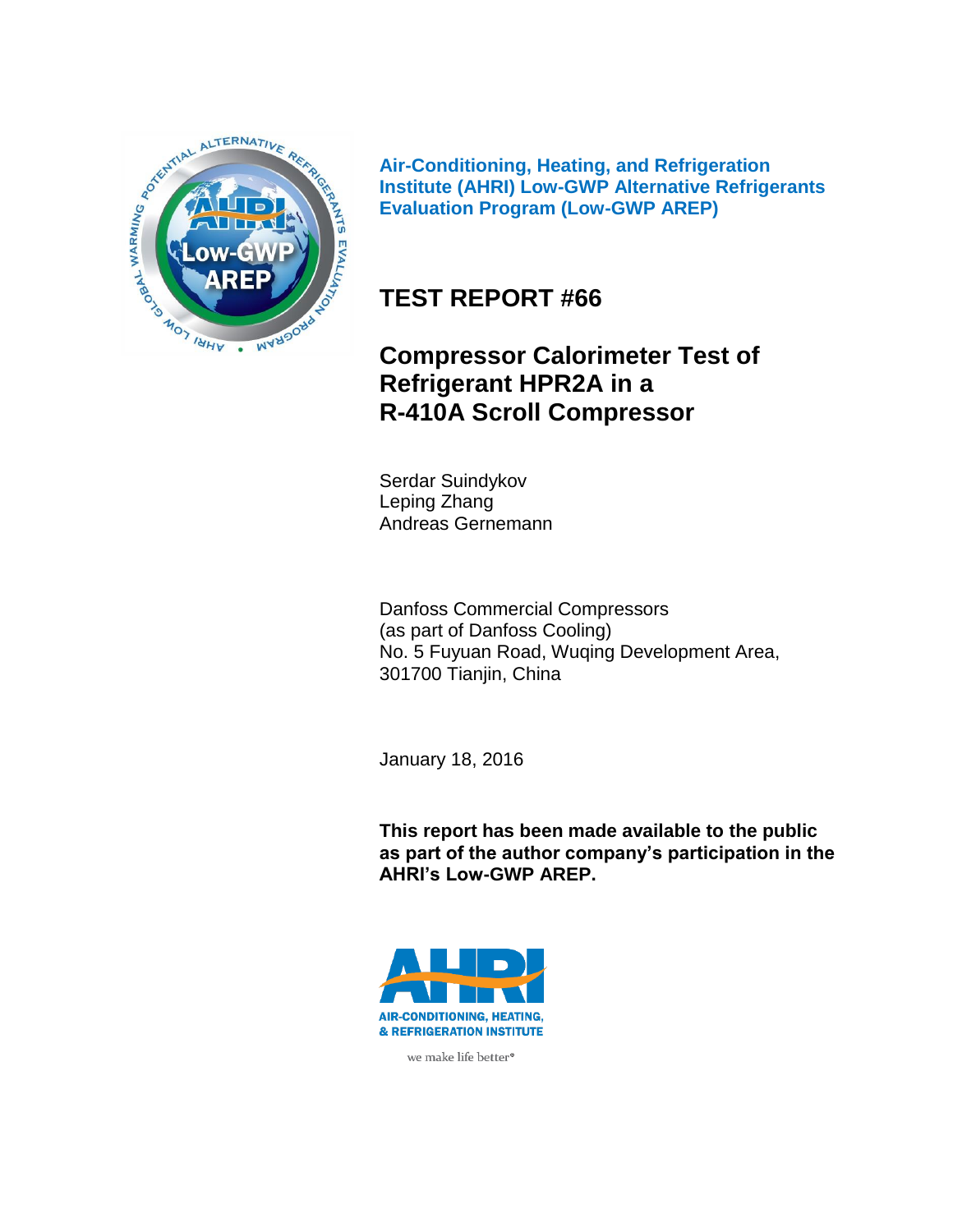**Air-Conditioning, Heating, and Refrigeration Institute (AHRI) Low-GWP Alternative Refrigerants Evaluation Program (Low-GWP AREP)**

# TEST REPORT #66

## Compressor Calorimeter Test of Refrigerant HPR2A in a R-410A Scroll Compressor

Serdar Suindykov
Leping Zhang
Andreas Gernemann

Danfoss Commercial Compressors
(as part of Danfoss Cooling)
No. 5 Fuyuan Road, Wuqing Development Area,
301700 Tianjin, China

January 18, 2016

**This report has been made available to the public as part of the author company's participation in the AHRI's Low-GWP AREP.**

AIR-CONDITIONING, HEATING, & REFRIGERATION INSTITUTE

we make life better®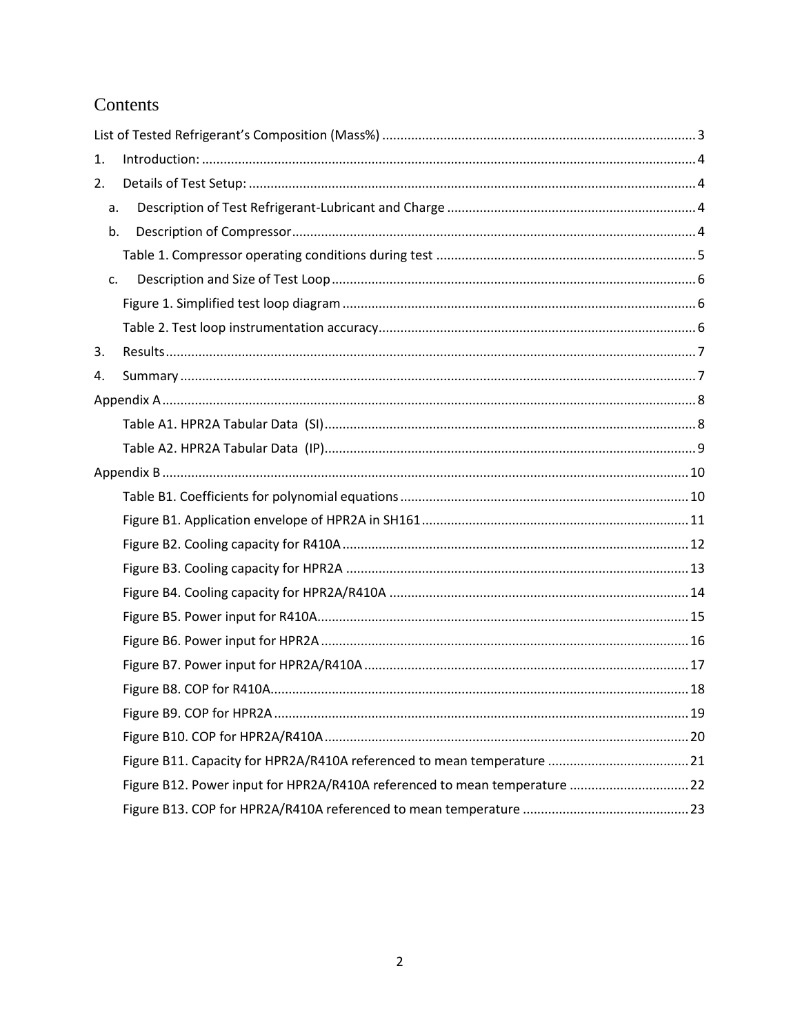# Contents

List of Tested Refrigerant's Composition (Mass%) .......... 3

1. Introduction: .......... 4
2. Details of Test Setup: .......... 4
   - a. Description of Test Refrigerant-Lubricant and Charge .......... 4
   - b. Description of Compressor .......... 4
     - Table 1. Compressor operating conditions during test .......... 5
   - c. Description and Size of Test Loop .......... 6
     - Figure 1. Simplified test loop diagram .......... 6
     - Table 2. Test loop instrumentation accuracy .......... 6
3. Results .......... 7
4. Summary .......... 7

Appendix A .......... 8

- Table A1. HPR2A Tabular Data (SI) .......... 8
- Table A2. HPR2A Tabular Data (IP) .......... 9

Appendix B .......... 10

- Table B1. Coefficients for polynomial equations .......... 10
- Figure B1. Application envelope of HPR2A in SH161 .......... 11
- Figure B2. Cooling capacity for R410A .......... 12
- Figure B3. Cooling capacity for HPR2A .......... 13
- Figure B4. Cooling capacity for HPR2A/R410A .......... 14
- Figure B5. Power input for R410A .......... 15
- Figure B6. Power input for HPR2A .......... 16
- Figure B7. Power input for HPR2A/R410A .......... 17
- Figure B8. COP for R410A .......... 18
- Figure B9. COP for HPR2A .......... 19
- Figure B10. COP for HPR2A/R410A .......... 20
- Figure B11. Capacity for HPR2A/R410A referenced to mean temperature .......... 21
- Figure B12. Power input for HPR2A/R410A referenced to mean temperature .......... 22
- Figure B13. COP for HPR2A/R410A referenced to mean temperature .......... 23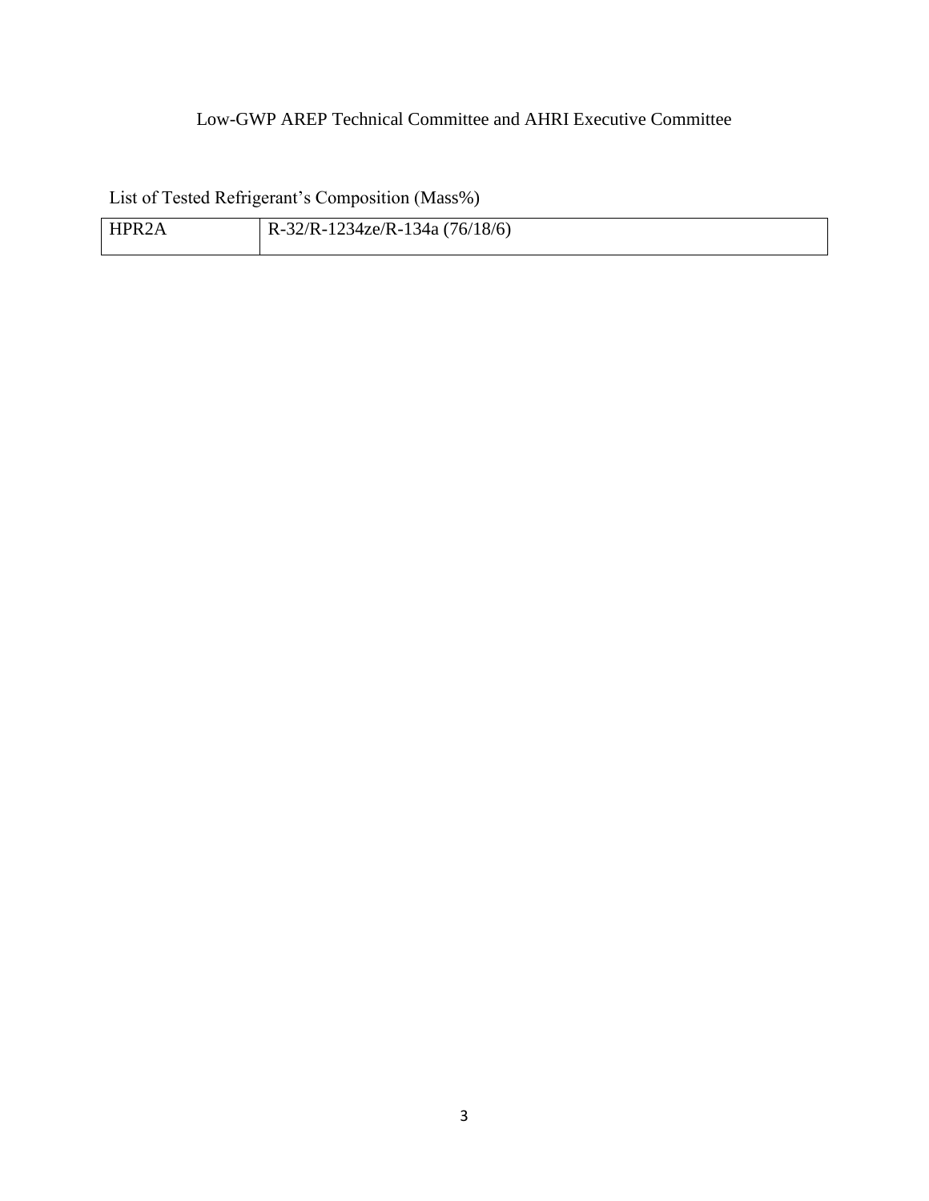Low-GWP AREP Technical Committee and AHRI Executive Committee

List of Tested Refrigerant's Composition (Mass%)

| HPR2A | R-32/R-1234ze/R-134a (76/18/6) |
|---|---|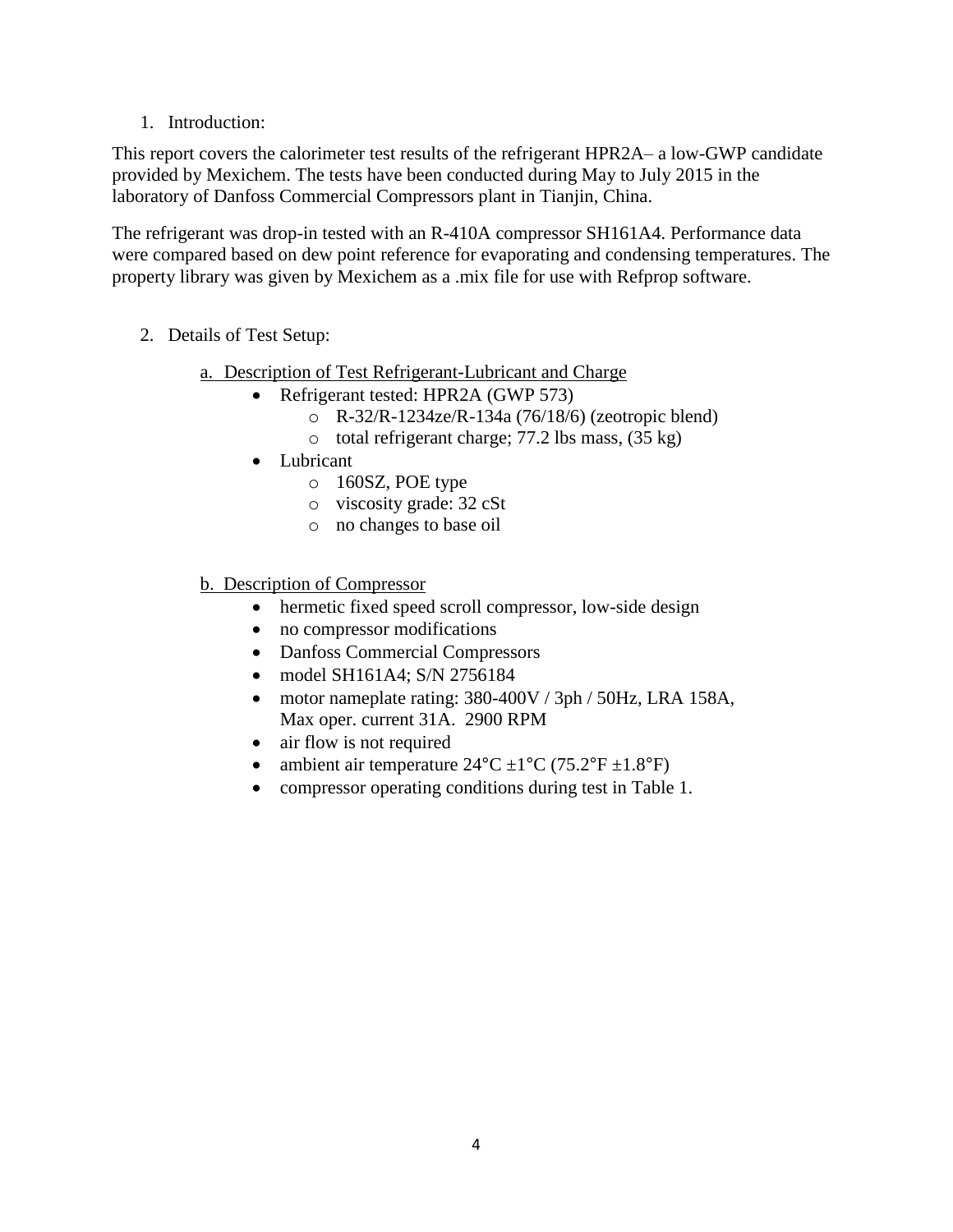## 1. Introduction:

This report covers the calorimeter test results of the refrigerant HPR2A– a low-GWP candidate provided by Mexichem. The tests have been conducted during May to July 2015 in the laboratory of Danfoss Commercial Compressors plant in Tianjin, China.

The refrigerant was drop-in tested with an R-410A compressor SH161A4. Performance data were compared based on dew point reference for evaporating and condensing temperatures. The property library was given by Mexichem as a .mix file for use with Refprop software.

## 2. Details of Test Setup:

### a. Description of Test Refrigerant-Lubricant and Charge

- Refrigerant tested: HPR2A (GWP 573)
  - R-32/R-1234ze/R-134a (76/18/6) (zeotropic blend)
  - total refrigerant charge; 77.2 lbs mass, (35 kg)
- Lubricant
  - 160SZ, POE type
  - viscosity grade: 32 cSt
  - no changes to base oil

### b. Description of Compressor

- hermetic fixed speed scroll compressor, low-side design
- no compressor modifications
- Danfoss Commercial Compressors
- model SH161A4; S/N 2756184
- motor nameplate rating: 380-400V / 3ph / 50Hz, LRA 158A, Max oper. current 31A. 2900 RPM
- air flow is not required
- ambient air temperature 24°C ±1°C (75.2°F ±1.8°F)
- compressor operating conditions during test in Table 1.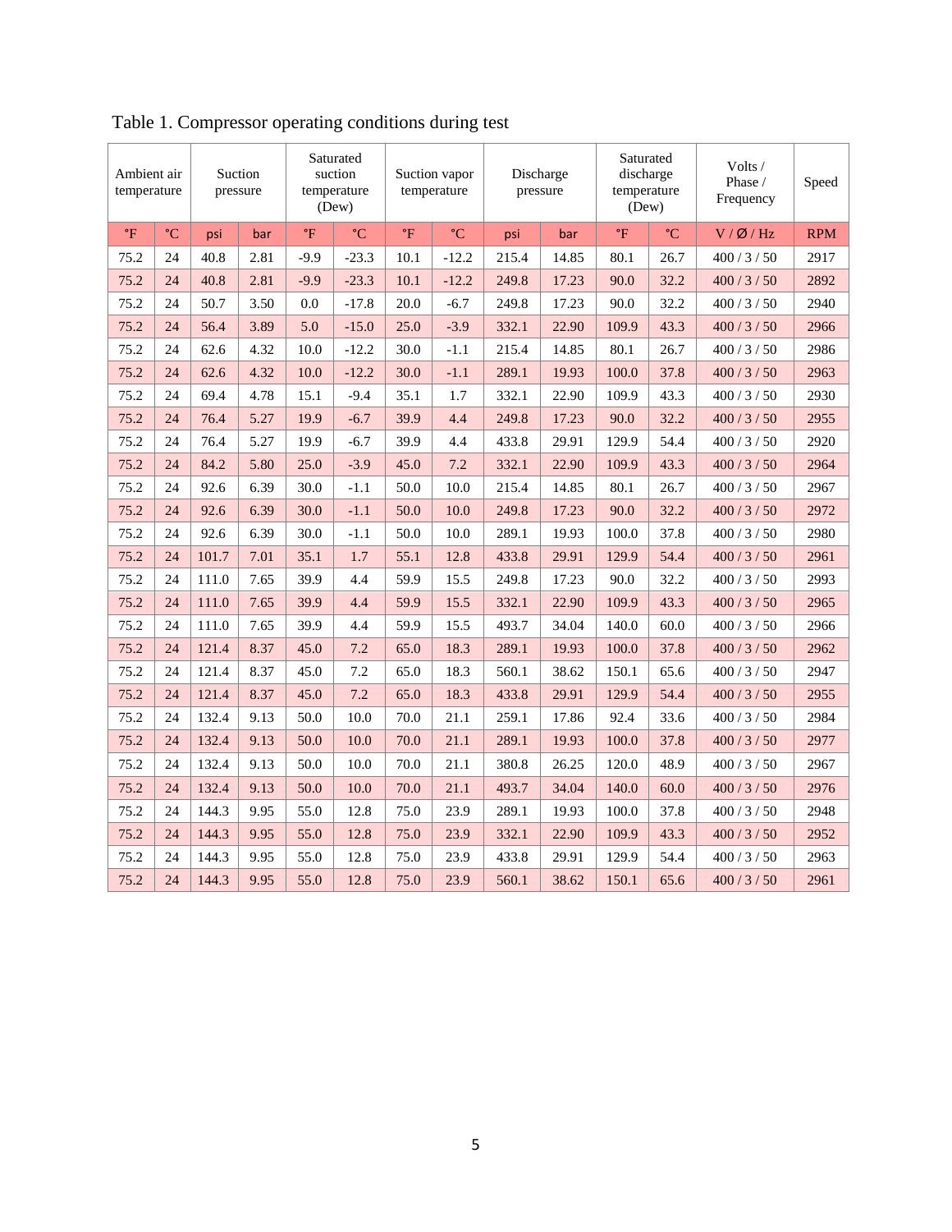Table 1. Compressor operating conditions during test

| Ambient air temperature | | Suction pressure | | Saturated suction temperature (Dew) | | Suction vapor temperature | | Discharge pressure | | Saturated discharge temperature (Dew) | | Volts / Phase / Frequency | Speed |
|---|---|---|---|---|---|---|---|---|---|---|---|---|---|
| °F | °C | psi | bar | °F | °C | °F | °C | psi | bar | °F | °C | V / Ø / Hz | RPM |
| 75.2 | 24 | 40.8 | 2.81 | -9.9 | -23.3 | 10.1 | -12.2 | 215.4 | 14.85 | 80.1 | 26.7 | 400 / 3 / 50 | 2917 |
| 75.2 | 24 | 40.8 | 2.81 | -9.9 | -23.3 | 10.1 | -12.2 | 249.8 | 17.23 | 90.0 | 32.2 | 400 / 3 / 50 | 2892 |
| 75.2 | 24 | 50.7 | 3.50 | 0.0 | -17.8 | 20.0 | -6.7 | 249.8 | 17.23 | 90.0 | 32.2 | 400 / 3 / 50 | 2940 |
| 75.2 | 24 | 56.4 | 3.89 | 5.0 | -15.0 | 25.0 | -3.9 | 332.1 | 22.90 | 109.9 | 43.3 | 400 / 3 / 50 | 2966 |
| 75.2 | 24 | 62.6 | 4.32 | 10.0 | -12.2 | 30.0 | -1.1 | 215.4 | 14.85 | 80.1 | 26.7 | 400 / 3 / 50 | 2986 |
| 75.2 | 24 | 62.6 | 4.32 | 10.0 | -12.2 | 30.0 | -1.1 | 289.1 | 19.93 | 100.0 | 37.8 | 400 / 3 / 50 | 2963 |
| 75.2 | 24 | 69.4 | 4.78 | 15.1 | -9.4 | 35.1 | 1.7 | 332.1 | 22.90 | 109.9 | 43.3 | 400 / 3 / 50 | 2930 |
| 75.2 | 24 | 76.4 | 5.27 | 19.9 | -6.7 | 39.9 | 4.4 | 249.8 | 17.23 | 90.0 | 32.2 | 400 / 3 / 50 | 2955 |
| 75.2 | 24 | 76.4 | 5.27 | 19.9 | -6.7 | 39.9 | 4.4 | 433.8 | 29.91 | 129.9 | 54.4 | 400 / 3 / 50 | 2920 |
| 75.2 | 24 | 84.2 | 5.80 | 25.0 | -3.9 | 45.0 | 7.2 | 332.1 | 22.90 | 109.9 | 43.3 | 400 / 3 / 50 | 2964 |
| 75.2 | 24 | 92.6 | 6.39 | 30.0 | -1.1 | 50.0 | 10.0 | 215.4 | 14.85 | 80.1 | 26.7 | 400 / 3 / 50 | 2967 |
| 75.2 | 24 | 92.6 | 6.39 | 30.0 | -1.1 | 50.0 | 10.0 | 249.8 | 17.23 | 90.0 | 32.2 | 400 / 3 / 50 | 2972 |
| 75.2 | 24 | 92.6 | 6.39 | 30.0 | -1.1 | 50.0 | 10.0 | 289.1 | 19.93 | 100.0 | 37.8 | 400 / 3 / 50 | 2980 |
| 75.2 | 24 | 101.7 | 7.01 | 35.1 | 1.7 | 55.1 | 12.8 | 433.8 | 29.91 | 129.9 | 54.4 | 400 / 3 / 50 | 2961 |
| 75.2 | 24 | 111.0 | 7.65 | 39.9 | 4.4 | 59.9 | 15.5 | 249.8 | 17.23 | 90.0 | 32.2 | 400 / 3 / 50 | 2993 |
| 75.2 | 24 | 111.0 | 7.65 | 39.9 | 4.4 | 59.9 | 15.5 | 332.1 | 22.90 | 109.9 | 43.3 | 400 / 3 / 50 | 2965 |
| 75.2 | 24 | 111.0 | 7.65 | 39.9 | 4.4 | 59.9 | 15.5 | 493.7 | 34.04 | 140.0 | 60.0 | 400 / 3 / 50 | 2966 |
| 75.2 | 24 | 121.4 | 8.37 | 45.0 | 7.2 | 65.0 | 18.3 | 289.1 | 19.93 | 100.0 | 37.8 | 400 / 3 / 50 | 2962 |
| 75.2 | 24 | 121.4 | 8.37 | 45.0 | 7.2 | 65.0 | 18.3 | 560.1 | 38.62 | 150.1 | 65.6 | 400 / 3 / 50 | 2947 |
| 75.2 | 24 | 121.4 | 8.37 | 45.0 | 7.2 | 65.0 | 18.3 | 433.8 | 29.91 | 129.9 | 54.4 | 400 / 3 / 50 | 2955 |
| 75.2 | 24 | 132.4 | 9.13 | 50.0 | 10.0 | 70.0 | 21.1 | 259.1 | 17.86 | 92.4 | 33.6 | 400 / 3 / 50 | 2984 |
| 75.2 | 24 | 132.4 | 9.13 | 50.0 | 10.0 | 70.0 | 21.1 | 289.1 | 19.93 | 100.0 | 37.8 | 400 / 3 / 50 | 2977 |
| 75.2 | 24 | 132.4 | 9.13 | 50.0 | 10.0 | 70.0 | 21.1 | 380.8 | 26.25 | 120.0 | 48.9 | 400 / 3 / 50 | 2967 |
| 75.2 | 24 | 132.4 | 9.13 | 50.0 | 10.0 | 70.0 | 21.1 | 493.7 | 34.04 | 140.0 | 60.0 | 400 / 3 / 50 | 2976 |
| 75.2 | 24 | 144.3 | 9.95 | 55.0 | 12.8 | 75.0 | 23.9 | 289.1 | 19.93 | 100.0 | 37.8 | 400 / 3 / 50 | 2948 |
| 75.2 | 24 | 144.3 | 9.95 | 55.0 | 12.8 | 75.0 | 23.9 | 332.1 | 22.90 | 109.9 | 43.3 | 400 / 3 / 50 | 2952 |
| 75.2 | 24 | 144.3 | 9.95 | 55.0 | 12.8 | 75.0 | 23.9 | 433.8 | 29.91 | 129.9 | 54.4 | 400 / 3 / 50 | 2963 |
| 75.2 | 24 | 144.3 | 9.95 | 55.0 | 12.8 | 75.0 | 23.9 | 560.1 | 38.62 | 150.1 | 65.6 | 400 / 3 / 50 | 2961 |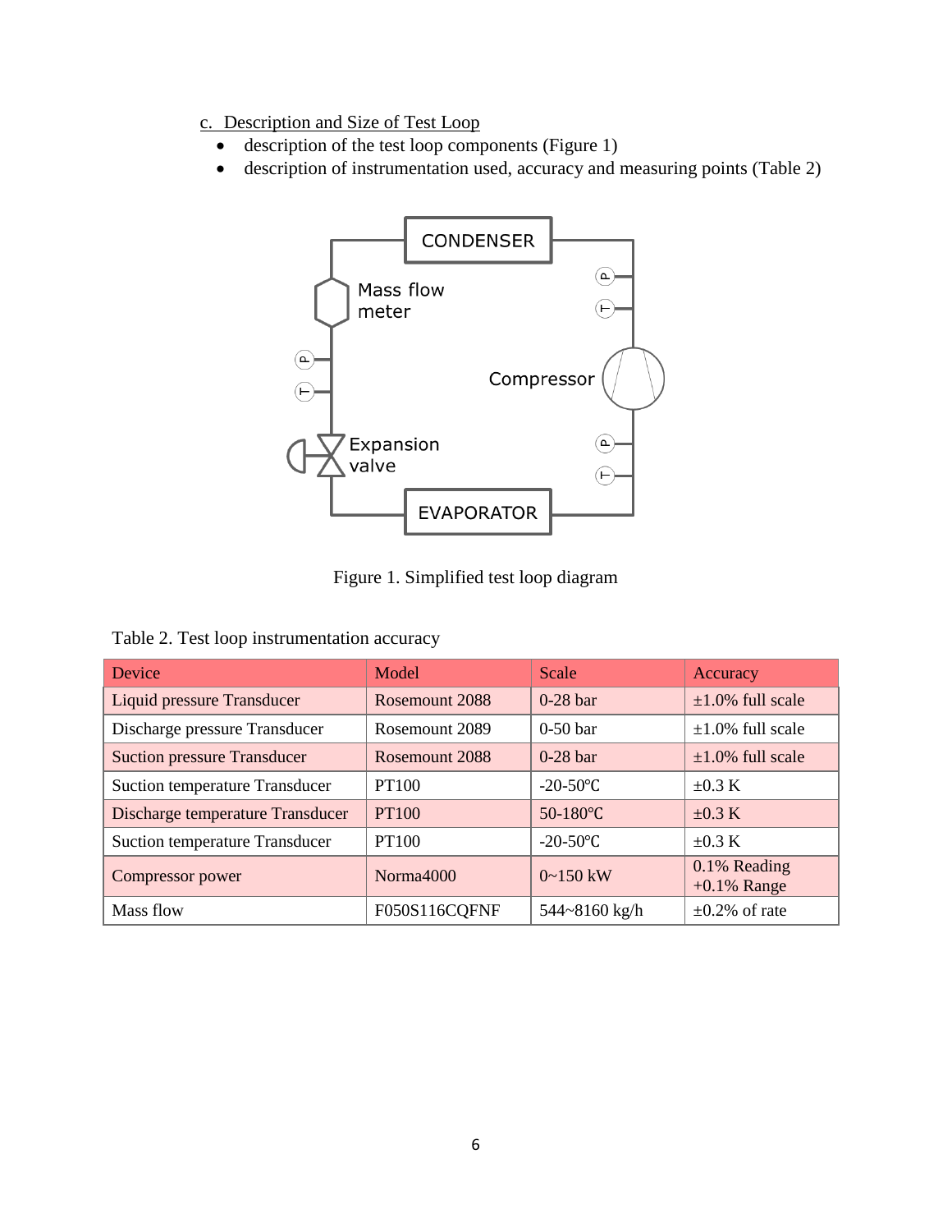c. Description and Size of Test Loop

- description of the test loop components (Figure 1)
- description of instrumentation used, accuracy and measuring points (Table 2)

Figure 1. Simplified test loop diagram

Table 2. Test loop instrumentation accuracy

| Device | Model | Scale | Accuracy |
|---|---|---|---|
| Liquid pressure Transducer | Rosemount 2088 | 0-28 bar | ±1.0% full scale |
| Discharge pressure Transducer | Rosemount 2089 | 0-50 bar | ±1.0% full scale |
| Suction pressure Transducer | Rosemount 2088 | 0-28 bar | ±1.0% full scale |
| Suction temperature Transducer | PT100 | -20-50℃ | ±0.3 K |
| Discharge temperature Transducer | PT100 | 50-180℃ | ±0.3 K |
| Suction temperature Transducer | PT100 | -20-50℃ | ±0.3 K |
| Compressor power | Norma4000 | 0~150 kW | 0.1% Reading +0.1% Range |
| Mass flow | F050S116CQFNF | 544~8160 kg/h | ±0.2% of rate |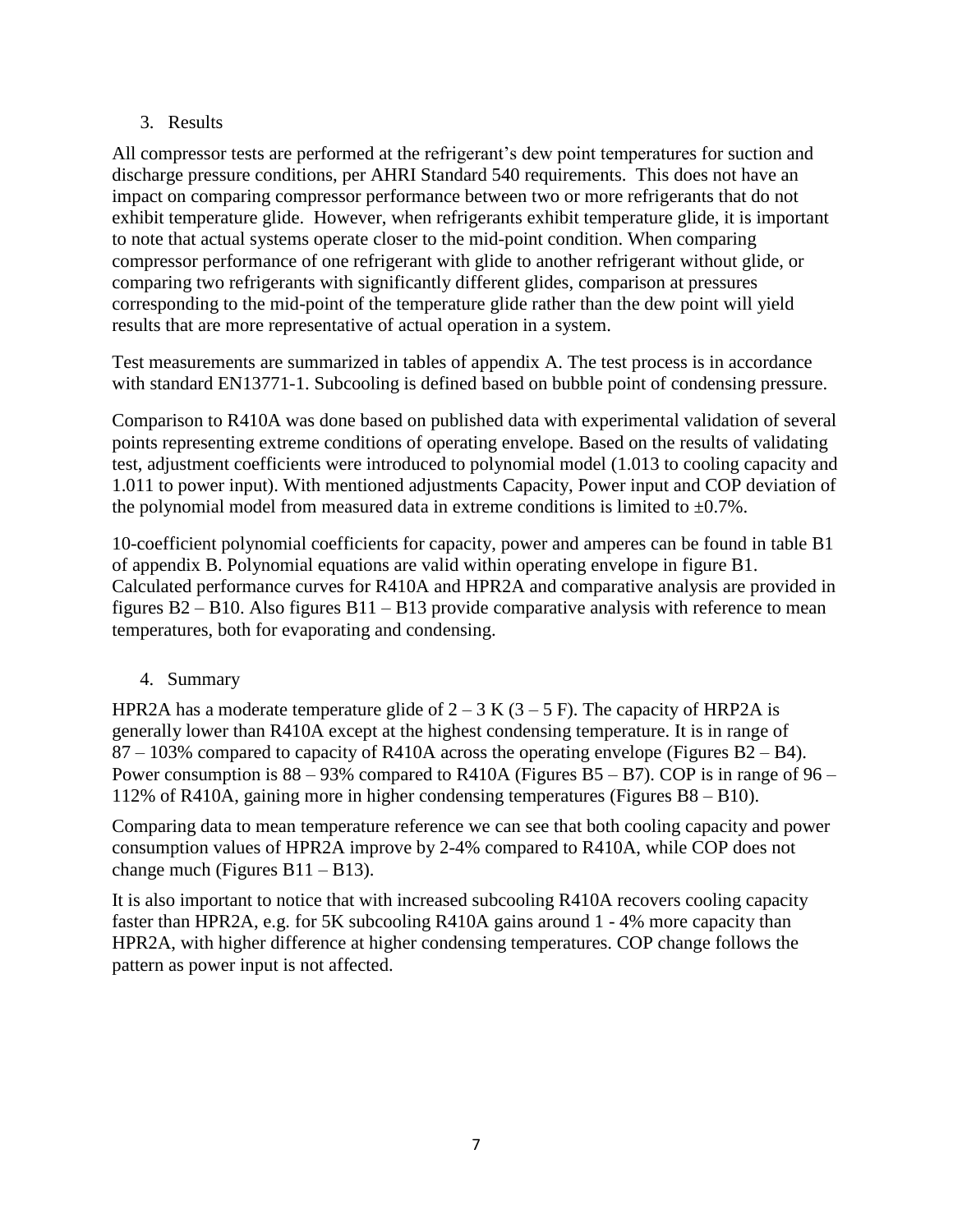## 3. Results

All compressor tests are performed at the refrigerant's dew point temperatures for suction and discharge pressure conditions, per AHRI Standard 540 requirements. This does not have an impact on comparing compressor performance between two or more refrigerants that do not exhibit temperature glide. However, when refrigerants exhibit temperature glide, it is important to note that actual systems operate closer to the mid-point condition. When comparing compressor performance of one refrigerant with glide to another refrigerant without glide, or comparing two refrigerants with significantly different glides, comparison at pressures corresponding to the mid-point of the temperature glide rather than the dew point will yield results that are more representative of actual operation in a system.

Test measurements are summarized in tables of appendix A. The test process is in accordance with standard EN13771-1. Subcooling is defined based on bubble point of condensing pressure.

Comparison to R410A was done based on published data with experimental validation of several points representing extreme conditions of operating envelope. Based on the results of validating test, adjustment coefficients were introduced to polynomial model (1.013 to cooling capacity and 1.011 to power input). With mentioned adjustments Capacity, Power input and COP deviation of the polynomial model from measured data in extreme conditions is limited to ±0.7%.

10-coefficient polynomial coefficients for capacity, power and amperes can be found in table B1 of appendix B. Polynomial equations are valid within operating envelope in figure B1. Calculated performance curves for R410A and HPR2A and comparative analysis are provided in figures B2 – B10. Also figures B11 – B13 provide comparative analysis with reference to mean temperatures, both for evaporating and condensing.

## 4. Summary

HPR2A has a moderate temperature glide of 2 – 3 K (3 – 5 F). The capacity of HRP2A is generally lower than R410A except at the highest condensing temperature. It is in range of 87 – 103% compared to capacity of R410A across the operating envelope (Figures B2 – B4). Power consumption is 88 – 93% compared to R410A (Figures B5 – B7). COP is in range of 96 – 112% of R410A, gaining more in higher condensing temperatures (Figures B8 – B10).

Comparing data to mean temperature reference we can see that both cooling capacity and power consumption values of HPR2A improve by 2-4% compared to R410A, while COP does not change much (Figures B11 – B13).

It is also important to notice that with increased subcooling R410A recovers cooling capacity faster than HPR2A, e.g. for 5K subcooling R410A gains around 1 - 4% more capacity than HPR2A, with higher difference at higher condensing temperatures. COP change follows the pattern as power input is not affected.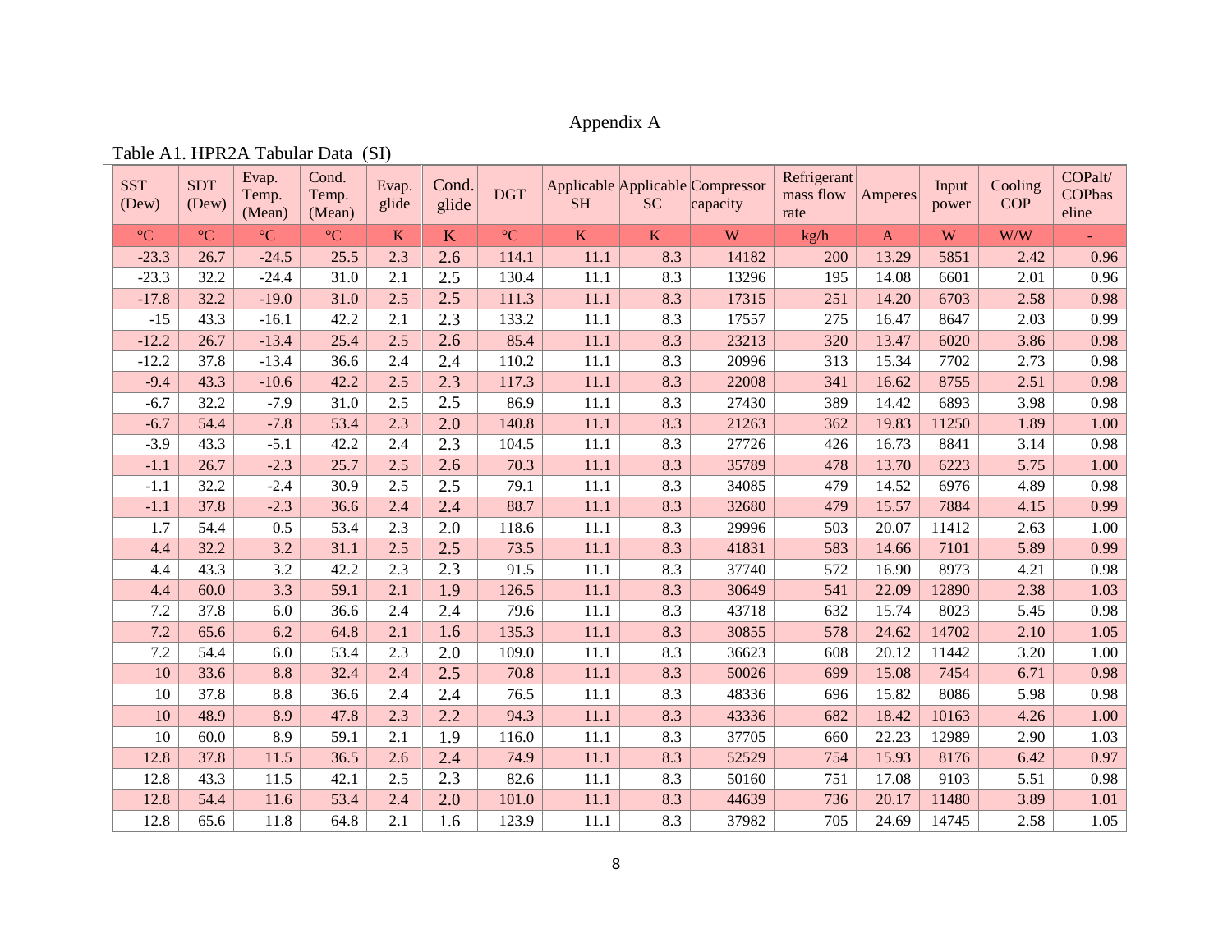# Appendix A

Table A1. HPR2A Tabular Data (SI)

| SST (Dew) | SDT (Dew) | Evap. Temp. (Mean) | Cond. Temp. (Mean) | Evap. glide | Cond. glide | DGT | Applicable SH | Applicable SC | Compressor capacity | Refrigerant mass flow rate | Amperes | Input power | Cooling COP | COPalt/ COPbaseline |
|---|---|---|---|---|---|---|---|---|---|---|---|---|---|---|
| °C | °C | °C | °C | K | K | °C | K | K | W | kg/h | A | W | W/W | - |
| -23.3 | 26.7 | -24.5 | 25.5 | 2.3 | 2.6 | 114.1 | 11.1 | 8.3 | 14182 | 200 | 13.29 | 5851 | 2.42 | 0.96 |
| -23.3 | 32.2 | -24.4 | 31.0 | 2.1 | 2.5 | 130.4 | 11.1 | 8.3 | 13296 | 195 | 14.08 | 6601 | 2.01 | 0.96 |
| -17.8 | 32.2 | -19.0 | 31.0 | 2.5 | 2.5 | 111.3 | 11.1 | 8.3 | 17315 | 251 | 14.20 | 6703 | 2.58 | 0.98 |
| -15 | 43.3 | -16.1 | 42.2 | 2.1 | 2.3 | 133.2 | 11.1 | 8.3 | 17557 | 275 | 16.47 | 8647 | 2.03 | 0.99 |
| -12.2 | 26.7 | -13.4 | 25.4 | 2.5 | 2.6 | 85.4 | 11.1 | 8.3 | 23213 | 320 | 13.47 | 6020 | 3.86 | 0.98 |
| -12.2 | 37.8 | -13.4 | 36.6 | 2.4 | 2.4 | 110.2 | 11.1 | 8.3 | 20996 | 313 | 15.34 | 7702 | 2.73 | 0.98 |
| -9.4 | 43.3 | -10.6 | 42.2 | 2.5 | 2.3 | 117.3 | 11.1 | 8.3 | 22008 | 341 | 16.62 | 8755 | 2.51 | 0.98 |
| -6.7 | 32.2 | -7.9 | 31.0 | 2.5 | 2.5 | 86.9 | 11.1 | 8.3 | 27430 | 389 | 14.42 | 6893 | 3.98 | 0.98 |
| -6.7 | 54.4 | -7.8 | 53.4 | 2.3 | 2.0 | 140.8 | 11.1 | 8.3 | 21263 | 362 | 19.83 | 11250 | 1.89 | 1.00 |
| -3.9 | 43.3 | -5.1 | 42.2 | 2.4 | 2.3 | 104.5 | 11.1 | 8.3 | 27726 | 426 | 16.73 | 8841 | 3.14 | 0.98 |
| -1.1 | 26.7 | -2.3 | 25.7 | 2.5 | 2.6 | 70.3 | 11.1 | 8.3 | 35789 | 478 | 13.70 | 6223 | 5.75 | 1.00 |
| -1.1 | 32.2 | -2.4 | 30.9 | 2.5 | 2.5 | 79.1 | 11.1 | 8.3 | 34085 | 479 | 14.52 | 6976 | 4.89 | 0.98 |
| -1.1 | 37.8 | -2.3 | 36.6 | 2.4 | 2.4 | 88.7 | 11.1 | 8.3 | 32680 | 479 | 15.57 | 7884 | 4.15 | 0.99 |
| 1.7 | 54.4 | 0.5 | 53.4 | 2.3 | 2.0 | 118.6 | 11.1 | 8.3 | 29996 | 503 | 20.07 | 11412 | 2.63 | 1.00 |
| 4.4 | 32.2 | 3.2 | 31.1 | 2.5 | 2.5 | 73.5 | 11.1 | 8.3 | 41831 | 583 | 14.66 | 7101 | 5.89 | 0.99 |
| 4.4 | 43.3 | 3.2 | 42.2 | 2.3 | 2.3 | 91.5 | 11.1 | 8.3 | 37740 | 572 | 16.90 | 8973 | 4.21 | 0.98 |
| 4.4 | 60.0 | 3.3 | 59.1 | 2.1 | 1.9 | 126.5 | 11.1 | 8.3 | 30649 | 541 | 22.09 | 12890 | 2.38 | 1.03 |
| 7.2 | 37.8 | 6.0 | 36.6 | 2.4 | 2.4 | 79.6 | 11.1 | 8.3 | 43718 | 632 | 15.74 | 8023 | 5.45 | 0.98 |
| 7.2 | 65.6 | 6.2 | 64.8 | 2.1 | 1.6 | 135.3 | 11.1 | 8.3 | 30855 | 578 | 24.62 | 14702 | 2.10 | 1.05 |
| 7.2 | 54.4 | 6.0 | 53.4 | 2.3 | 2.0 | 109.0 | 11.1 | 8.3 | 36623 | 608 | 20.12 | 11442 | 3.20 | 1.00 |
| 10 | 33.6 | 8.8 | 32.4 | 2.4 | 2.5 | 70.8 | 11.1 | 8.3 | 50026 | 699 | 15.08 | 7454 | 6.71 | 0.98 |
| 10 | 37.8 | 8.8 | 36.6 | 2.4 | 2.4 | 76.5 | 11.1 | 8.3 | 48336 | 696 | 15.82 | 8086 | 5.98 | 0.98 |
| 10 | 48.9 | 8.9 | 47.8 | 2.3 | 2.2 | 94.3 | 11.1 | 8.3 | 43336 | 682 | 18.42 | 10163 | 4.26 | 1.00 |
| 10 | 60.0 | 8.9 | 59.1 | 2.1 | 1.9 | 116.0 | 11.1 | 8.3 | 37705 | 660 | 22.23 | 12989 | 2.90 | 1.03 |
| 12.8 | 37.8 | 11.5 | 36.5 | 2.6 | 2.4 | 74.9 | 11.1 | 8.3 | 52529 | 754 | 15.93 | 8176 | 6.42 | 0.97 |
| 12.8 | 43.3 | 11.5 | 42.1 | 2.5 | 2.3 | 82.6 | 11.1 | 8.3 | 50160 | 751 | 17.08 | 9103 | 5.51 | 0.98 |
| 12.8 | 54.4 | 11.6 | 53.4 | 2.4 | 2.0 | 101.0 | 11.1 | 8.3 | 44639 | 736 | 20.17 | 11480 | 3.89 | 1.01 |
| 12.8 | 65.6 | 11.8 | 64.8 | 2.1 | 1.6 | 123.9 | 11.1 | 8.3 | 37982 | 705 | 24.69 | 14745 | 2.58 | 1.05 |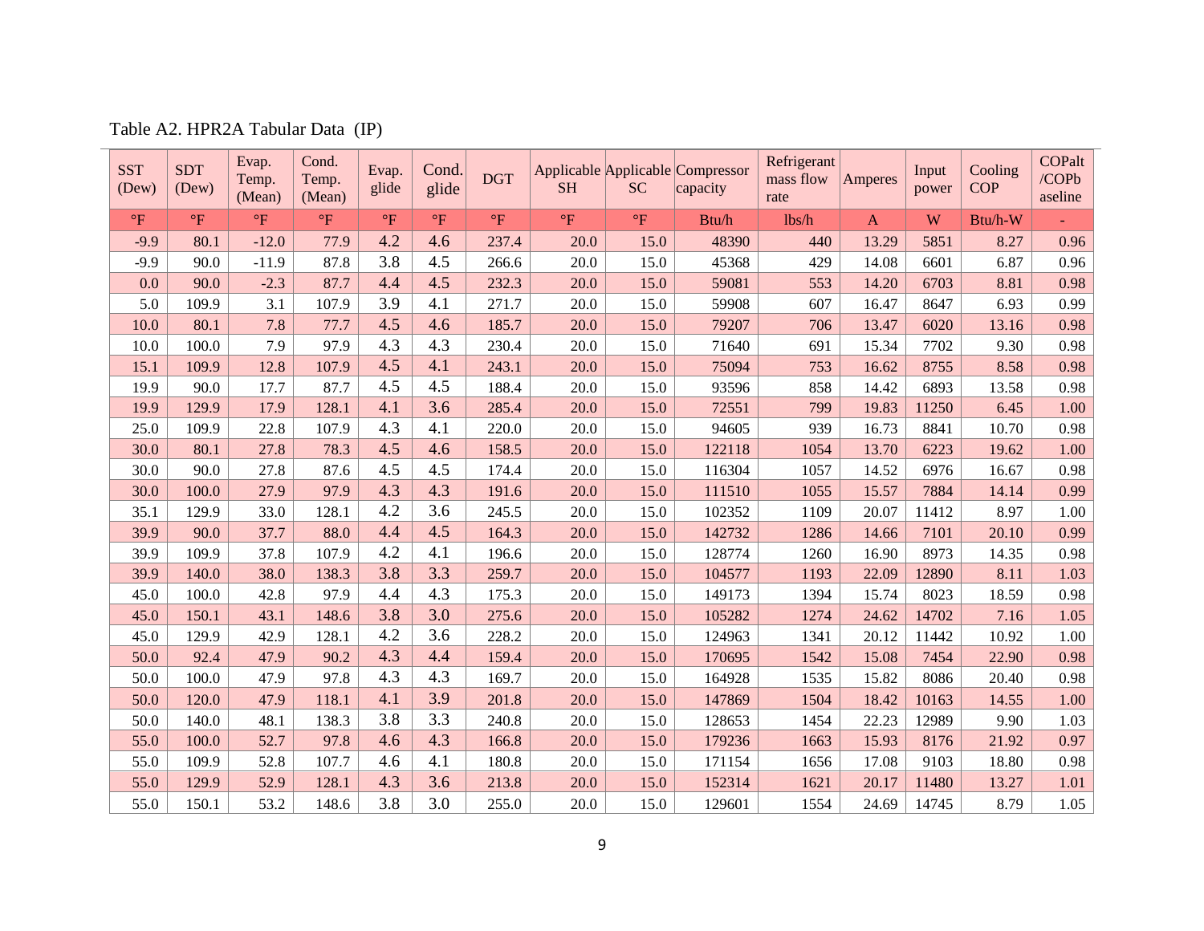Table A2. HPR2A Tabular Data (IP)

| SST (Dew) | SDT (Dew) | Evap. Temp. (Mean) | Cond. Temp. (Mean) | Evap. glide | Cond. glide | DGT | Applicable SH | Applicable SC | Compressor capacity | Refrigerant mass flow rate | Amperes | Input power | Cooling COP | COPalt /COPbaseline |
|---|---|---|---|---|---|---|---|---|---|---|---|---|---|---|
| °F | °F | °F | °F | °F | °F | °F | °F | °F | Btu/h | lbs/h | A | W | Btu/h-W | - |
| -9.9 | 80.1 | -12.0 | 77.9 | 4.2 | 4.6 | 237.4 | 20.0 | 15.0 | 48390 | 440 | 13.29 | 5851 | 8.27 | 0.96 |
| -9.9 | 90.0 | -11.9 | 87.8 | 3.8 | 4.5 | 266.6 | 20.0 | 15.0 | 45368 | 429 | 14.08 | 6601 | 6.87 | 0.96 |
| 0.0 | 90.0 | -2.3 | 87.7 | 4.4 | 4.5 | 232.3 | 20.0 | 15.0 | 59081 | 553 | 14.20 | 6703 | 8.81 | 0.98 |
| 5.0 | 109.9 | 3.1 | 107.9 | 3.9 | 4.1 | 271.7 | 20.0 | 15.0 | 59908 | 607 | 16.47 | 8647 | 6.93 | 0.99 |
| 10.0 | 80.1 | 7.8 | 77.7 | 4.5 | 4.6 | 185.7 | 20.0 | 15.0 | 79207 | 706 | 13.47 | 6020 | 13.16 | 0.98 |
| 10.0 | 100.0 | 7.9 | 97.9 | 4.3 | 4.3 | 230.4 | 20.0 | 15.0 | 71640 | 691 | 15.34 | 7702 | 9.30 | 0.98 |
| 15.1 | 109.9 | 12.8 | 107.9 | 4.5 | 4.1 | 243.1 | 20.0 | 15.0 | 75094 | 753 | 16.62 | 8755 | 8.58 | 0.98 |
| 19.9 | 90.0 | 17.7 | 87.7 | 4.5 | 4.5 | 188.4 | 20.0 | 15.0 | 93596 | 858 | 14.42 | 6893 | 13.58 | 0.98 |
| 19.9 | 129.9 | 17.9 | 128.1 | 4.1 | 3.6 | 285.4 | 20.0 | 15.0 | 72551 | 799 | 19.83 | 11250 | 6.45 | 1.00 |
| 25.0 | 109.9 | 22.8 | 107.9 | 4.3 | 4.1 | 220.0 | 20.0 | 15.0 | 94605 | 939 | 16.73 | 8841 | 10.70 | 0.98 |
| 30.0 | 80.1 | 27.8 | 78.3 | 4.5 | 4.6 | 158.5 | 20.0 | 15.0 | 122118 | 1054 | 13.70 | 6223 | 19.62 | 1.00 |
| 30.0 | 90.0 | 27.8 | 87.6 | 4.5 | 4.5 | 174.4 | 20.0 | 15.0 | 116304 | 1057 | 14.52 | 6976 | 16.67 | 0.98 |
| 30.0 | 100.0 | 27.9 | 97.9 | 4.3 | 4.3 | 191.6 | 20.0 | 15.0 | 111510 | 1055 | 15.57 | 7884 | 14.14 | 0.99 |
| 35.1 | 129.9 | 33.0 | 128.1 | 4.2 | 3.6 | 245.5 | 20.0 | 15.0 | 102352 | 1109 | 20.07 | 11412 | 8.97 | 1.00 |
| 39.9 | 90.0 | 37.7 | 88.0 | 4.4 | 4.5 | 164.3 | 20.0 | 15.0 | 142732 | 1286 | 14.66 | 7101 | 20.10 | 0.99 |
| 39.9 | 109.9 | 37.8 | 107.9 | 4.2 | 4.1 | 196.6 | 20.0 | 15.0 | 128774 | 1260 | 16.90 | 8973 | 14.35 | 0.98 |
| 39.9 | 140.0 | 38.0 | 138.3 | 3.8 | 3.3 | 259.7 | 20.0 | 15.0 | 104577 | 1193 | 22.09 | 12890 | 8.11 | 1.03 |
| 45.0 | 100.0 | 42.8 | 97.9 | 4.4 | 4.3 | 175.3 | 20.0 | 15.0 | 149173 | 1394 | 15.74 | 8023 | 18.59 | 0.98 |
| 45.0 | 150.1 | 43.1 | 148.6 | 3.8 | 3.0 | 275.6 | 20.0 | 15.0 | 105282 | 1274 | 24.62 | 14702 | 7.16 | 1.05 |
| 45.0 | 129.9 | 42.9 | 128.1 | 4.2 | 3.6 | 228.2 | 20.0 | 15.0 | 124963 | 1341 | 20.12 | 11442 | 10.92 | 1.00 |
| 50.0 | 92.4 | 47.9 | 90.2 | 4.3 | 4.4 | 159.4 | 20.0 | 15.0 | 170695 | 1542 | 15.08 | 7454 | 22.90 | 0.98 |
| 50.0 | 100.0 | 47.9 | 97.8 | 4.3 | 4.3 | 169.7 | 20.0 | 15.0 | 164928 | 1535 | 15.82 | 8086 | 20.40 | 0.98 |
| 50.0 | 120.0 | 47.9 | 118.1 | 4.1 | 3.9 | 201.8 | 20.0 | 15.0 | 147869 | 1504 | 18.42 | 10163 | 14.55 | 1.00 |
| 50.0 | 140.0 | 48.1 | 138.3 | 3.8 | 3.3 | 240.8 | 20.0 | 15.0 | 128653 | 1454 | 22.23 | 12989 | 9.90 | 1.03 |
| 55.0 | 100.0 | 52.7 | 97.8 | 4.6 | 4.3 | 166.8 | 20.0 | 15.0 | 179236 | 1663 | 15.93 | 8176 | 21.92 | 0.97 |
| 55.0 | 109.9 | 52.8 | 107.7 | 4.6 | 4.1 | 180.8 | 20.0 | 15.0 | 171154 | 1656 | 17.08 | 9103 | 18.80 | 0.98 |
| 55.0 | 129.9 | 52.9 | 128.1 | 4.3 | 3.6 | 213.8 | 20.0 | 15.0 | 152314 | 1621 | 20.17 | 11480 | 13.27 | 1.01 |
| 55.0 | 150.1 | 53.2 | 148.6 | 3.8 | 3.0 | 255.0 | 20.0 | 15.0 | 129601 | 1554 | 24.69 | 14745 | 8.79 | 1.05 |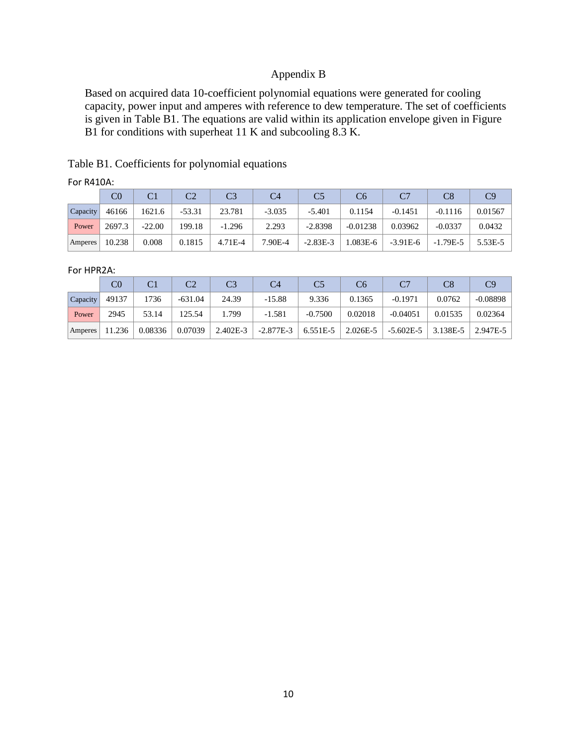# Appendix B

Based on acquired data 10-coefficient polynomial equations were generated for cooling capacity, power input and amperes with reference to dew temperature. The set of coefficients is given in Table B1. The equations are valid within its application envelope given in Figure B1 for conditions with superheat 11 K and subcooling 8.3 K.

Table B1. Coefficients for polynomial equations

For R410A:

| | C0 | C1 | C2 | C3 | C4 | C5 | C6 | C7 | C8 | C9 |
|---|---|---|---|---|---|---|---|---|---|---|
| Capacity | 46166 | 1621.6 | -53.31 | 23.781 | -3.035 | -5.401 | 0.1154 | -0.1451 | -0.1116 | 0.01567 |
| Power | 2697.3 | -22.00 | 199.18 | -1.296 | 2.293 | -2.8398 | -0.01238 | 0.03962 | -0.0337 | 0.0432 |
| Amperes | 10.238 | 0.008 | 0.1815 | 4.71E-4 | 7.90E-4 | -2.83E-3 | 1.083E-6 | -3.91E-6 | -1.79E-5 | 5.53E-5 |

For HPR2A:

| | C0 | C1 | C2 | C3 | C4 | C5 | C6 | C7 | C8 | C9 |
|---|---|---|---|---|---|---|---|---|---|---|
| Capacity | 49137 | 1736 | -631.04 | 24.39 | -15.88 | 9.336 | 0.1365 | -0.1971 | 0.0762 | -0.08898 |
| Power | 2945 | 53.14 | 125.54 | 1.799 | -1.581 | -0.7500 | 0.02018 | -0.04051 | 0.01535 | 0.02364 |
| Amperes | 11.236 | 0.08336 | 0.07039 | 2.402E-3 | -2.877E-3 | 6.551E-5 | 2.026E-5 | -5.602E-5 | 3.138E-5 | 2.947E-5 |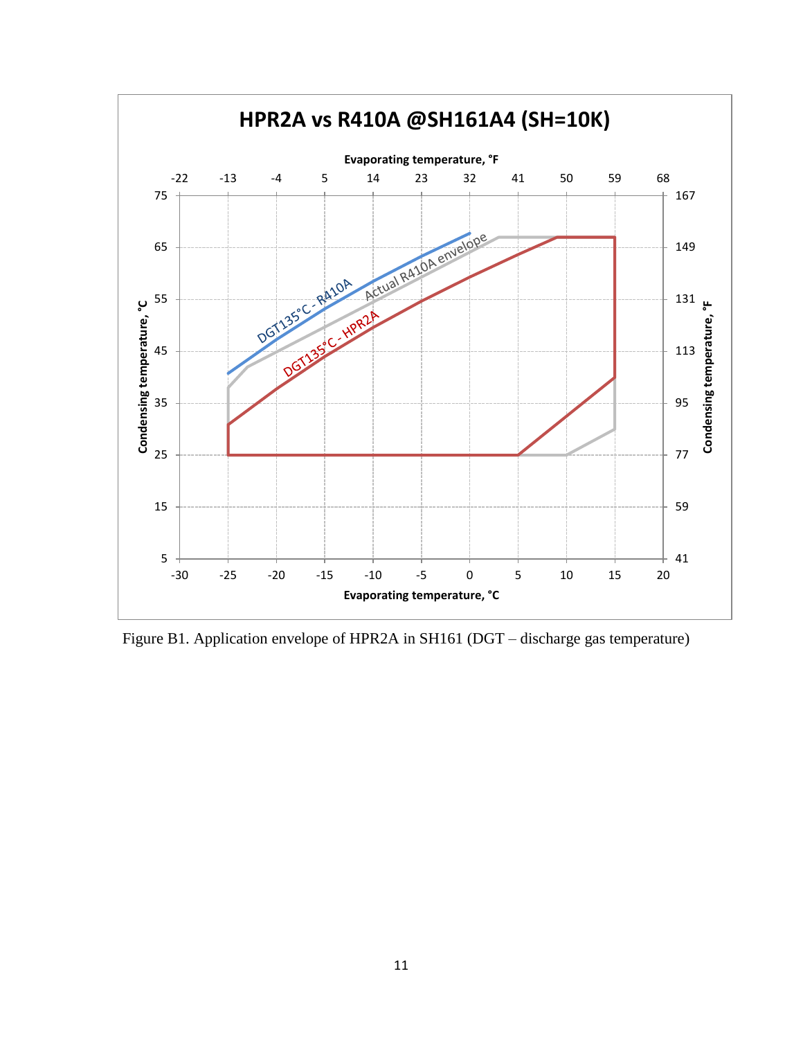Figure B1. Application envelope of HPR2A in SH161 (DGT – discharge gas temperature)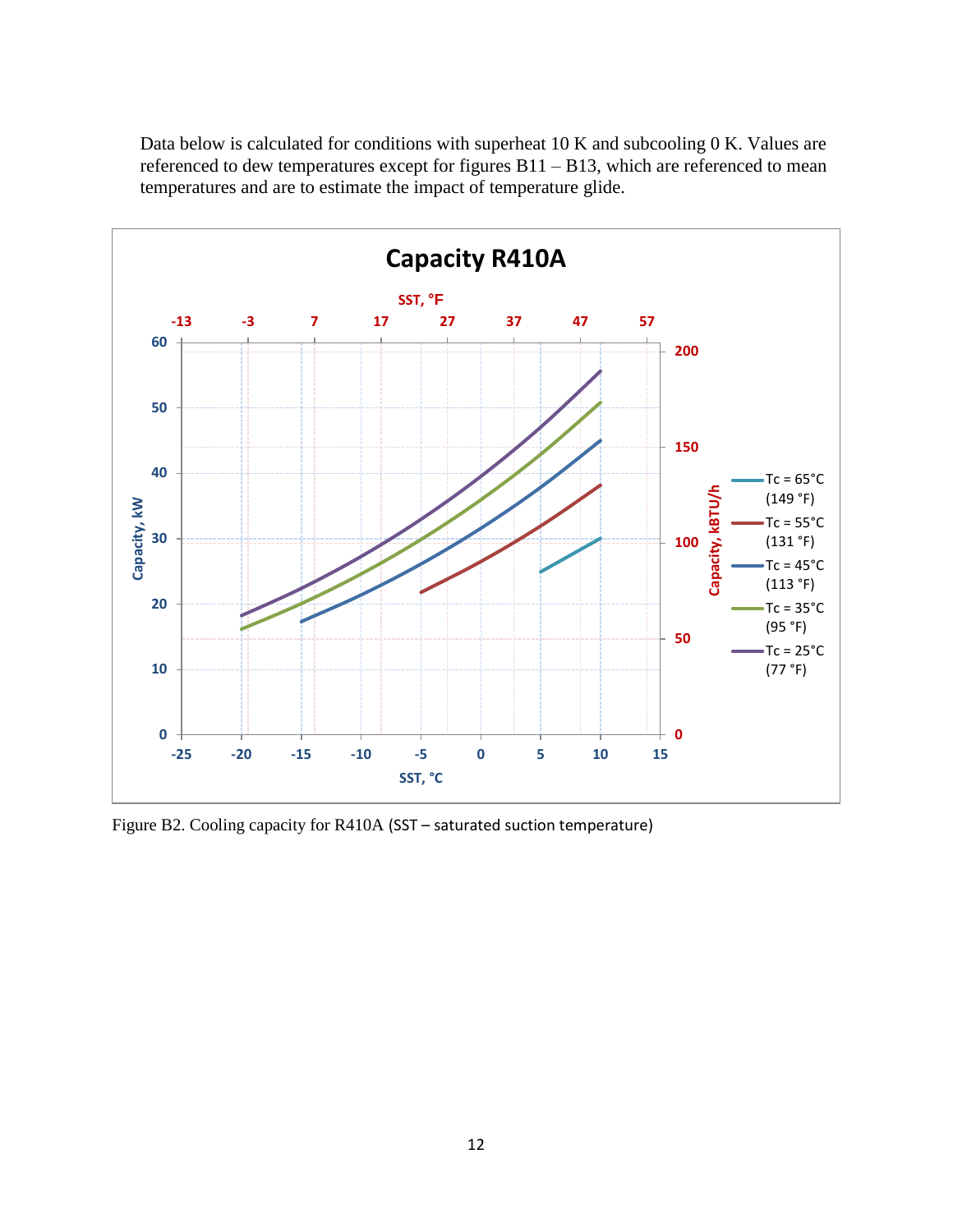Data below is calculated for conditions with superheat 10 K and subcooling 0 K. Values are referenced to dew temperatures except for figures B11 – B13, which are referenced to mean temperatures and are to estimate the impact of temperature glide.

Figure B2. Cooling capacity for R410A (SST – saturated suction temperature)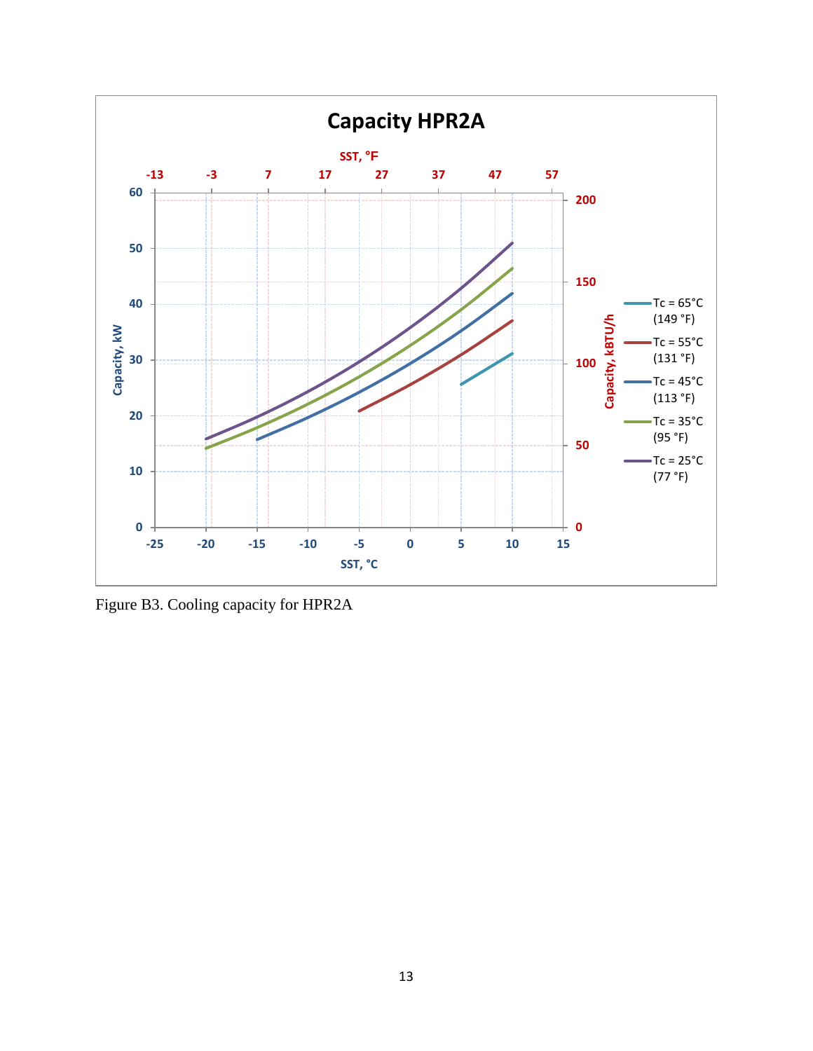Figure B3. Cooling capacity for HPR2A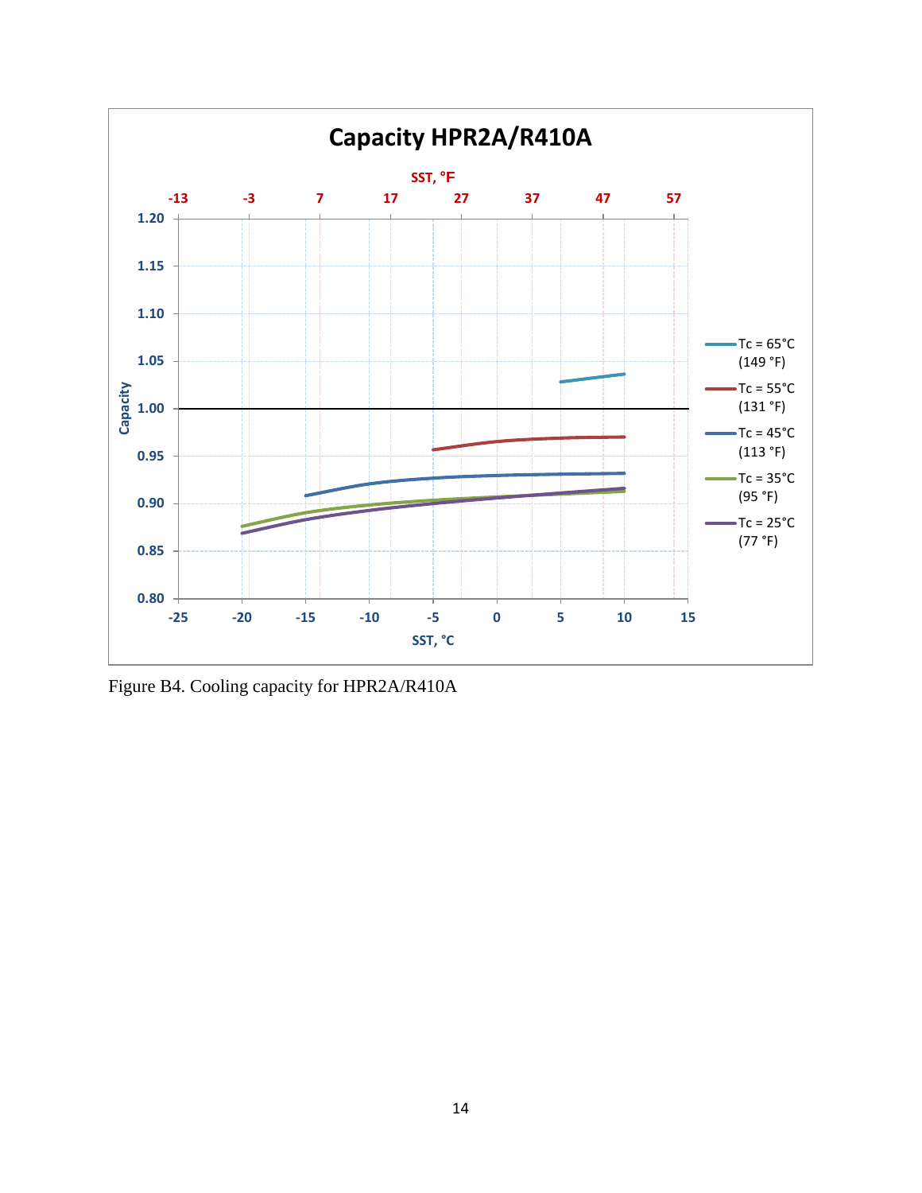Figure B4. Cooling capacity for HPR2A/R410A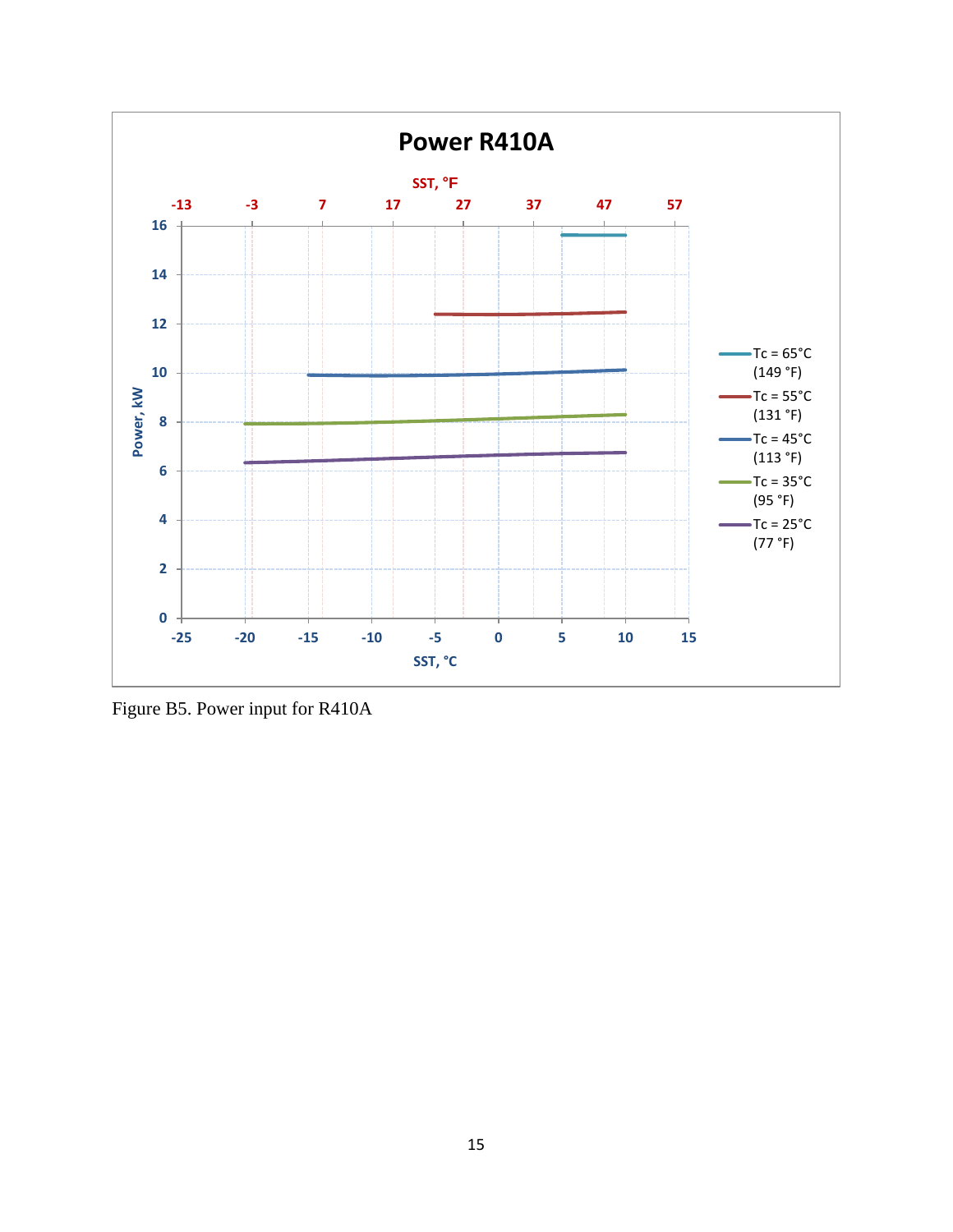Figure B5. Power input for R410A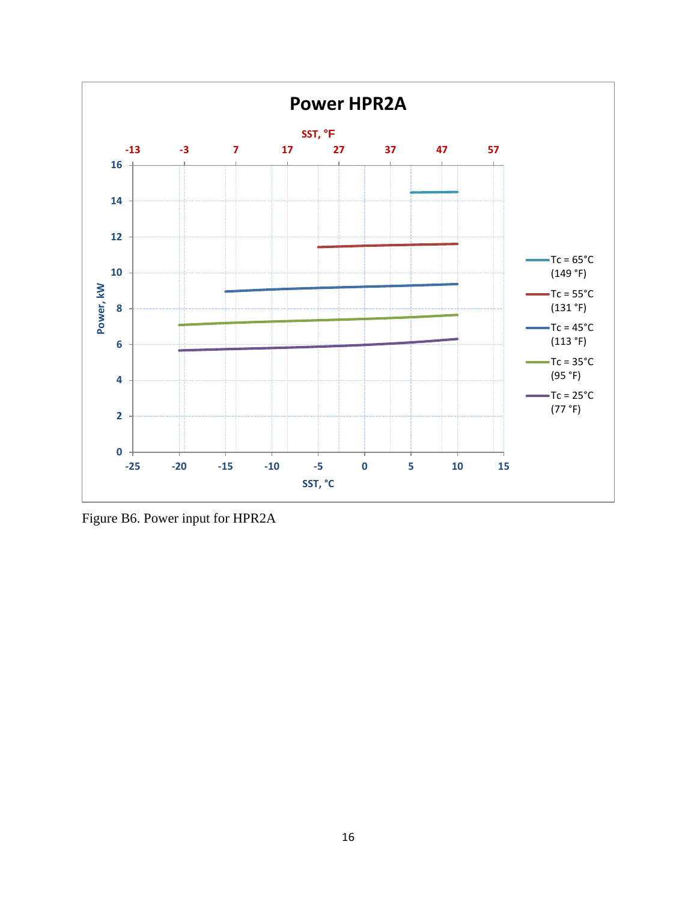Figure B6. Power input for HPR2A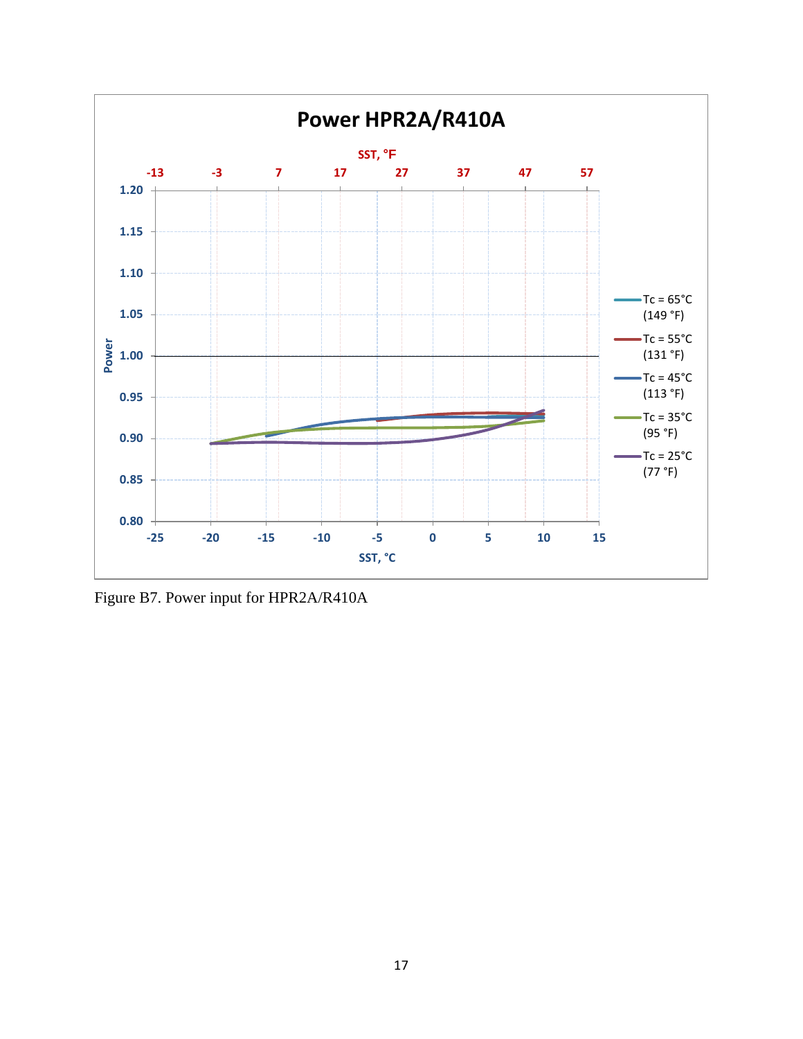Figure B7. Power input for HPR2A/R410A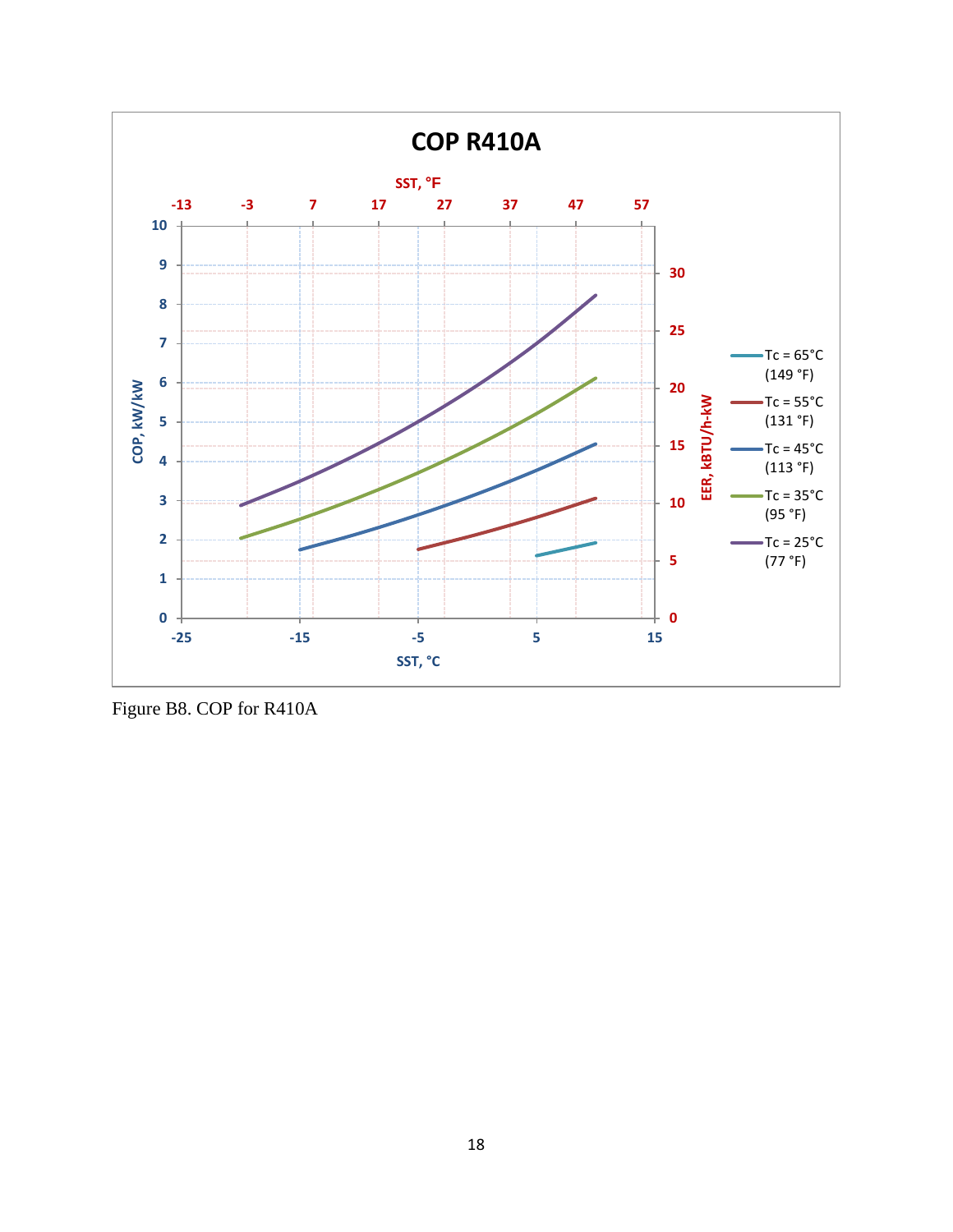Figure B8. COP for R410A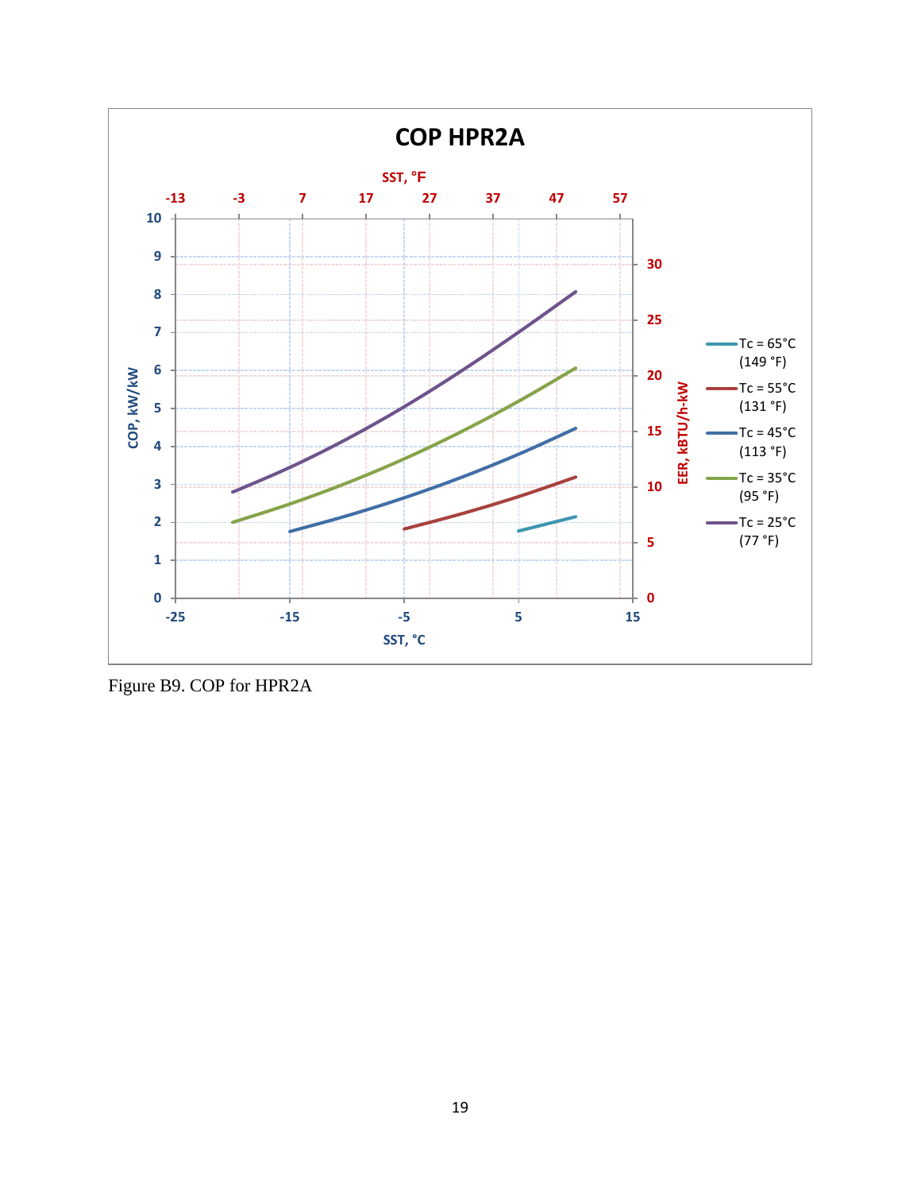Figure B9. COP for HPR2A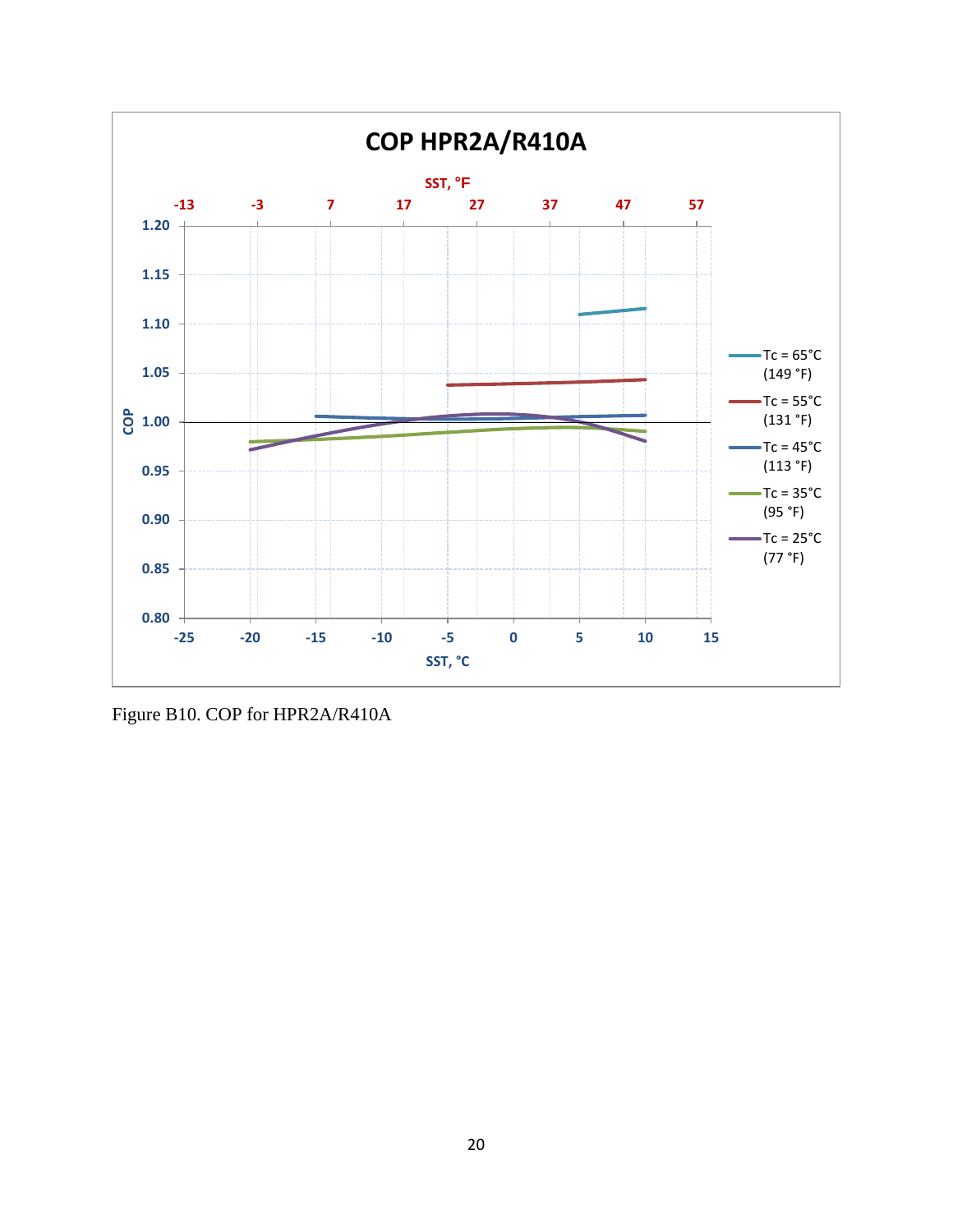Figure B10. COP for HPR2A/R410A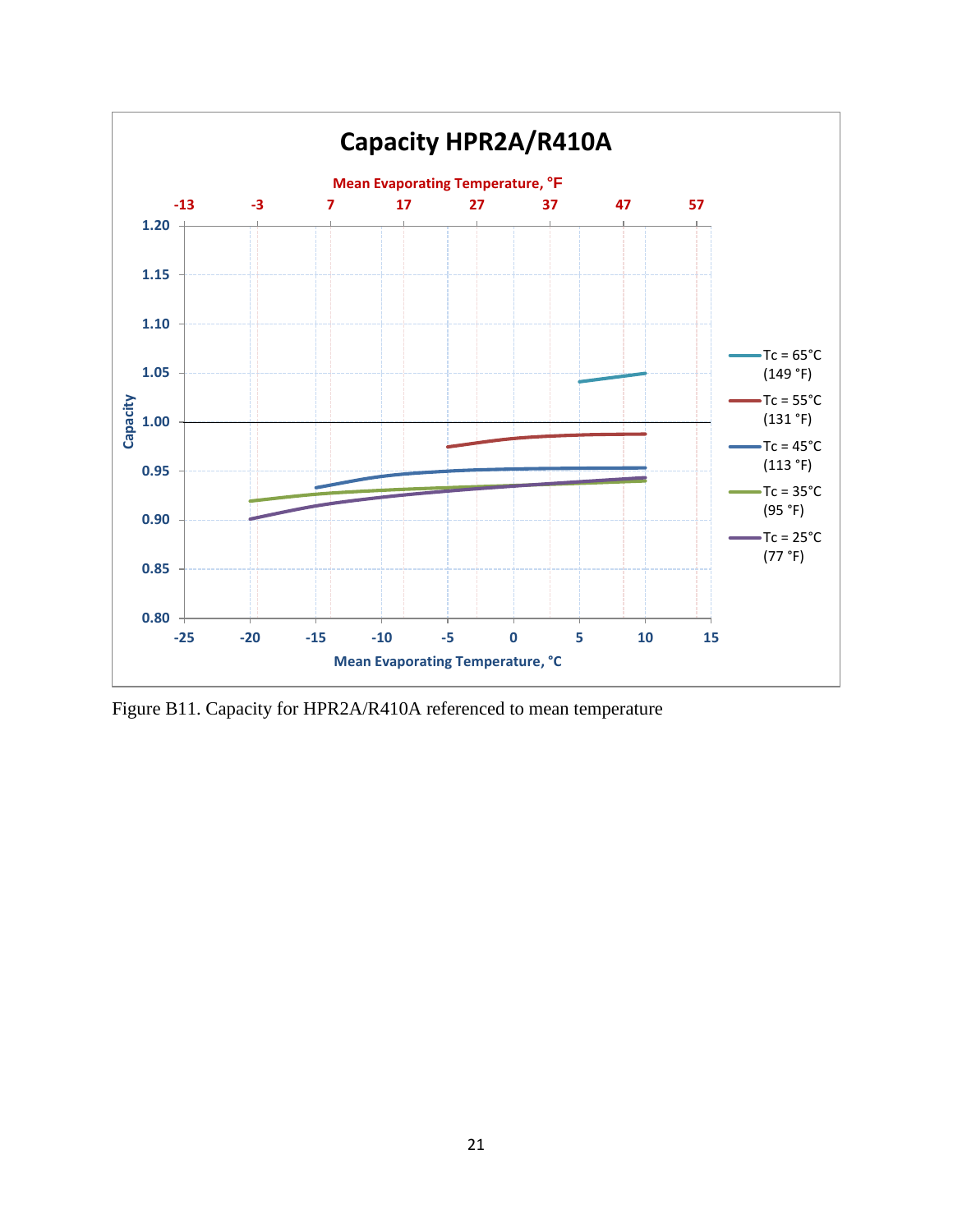Figure B11. Capacity for HPR2A/R410A referenced to mean temperature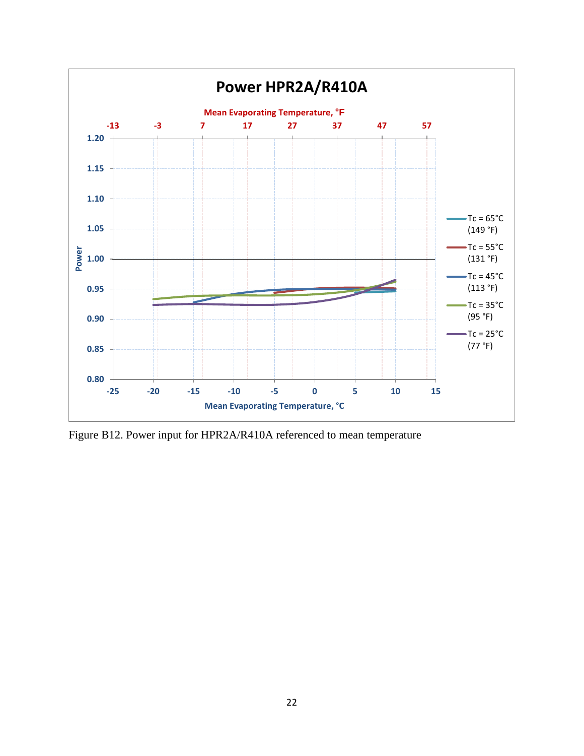Figure B12. Power input for HPR2A/R410A referenced to mean temperature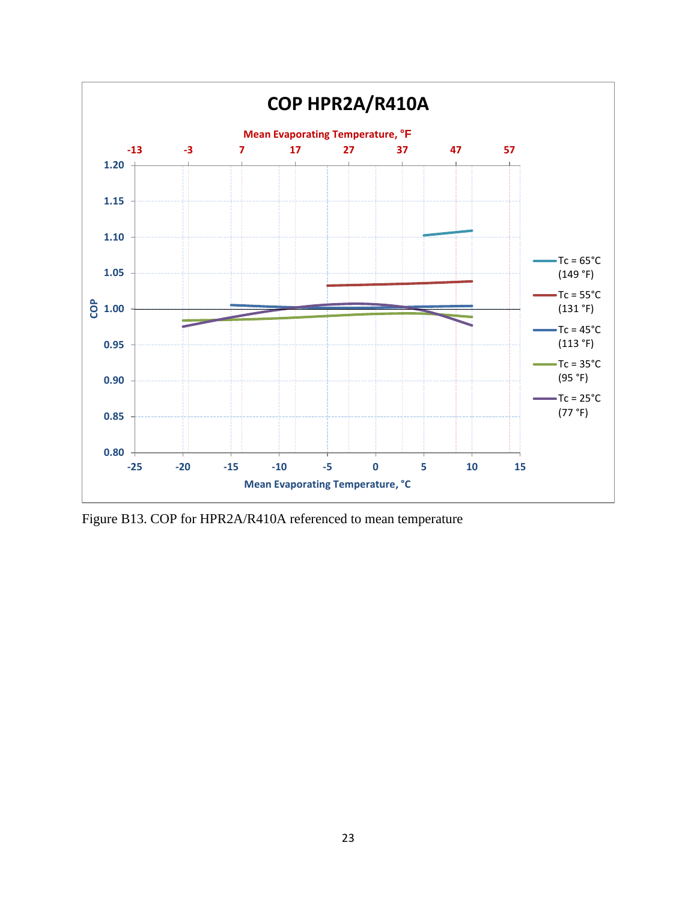COP HPR2A/R410A

Mean Evaporating Temperature, °F

-13 -3 7 17 27 37 47 57

1.20
1.15
1.10
1.05
1.00
0.95
0.90
0.85
0.80

COP

-25 -20 -15 -10 -5 0 5 10 15

Mean Evaporating Temperature, °C

Tc = 65°C (149 °F)
Tc = 55°C (131 °F)
Tc = 45°C (113 °F)
Tc = 35°C (95 °F)
Tc = 25°C (77 °F)

Figure B13. COP for HPR2A/R410A referenced to mean temperature